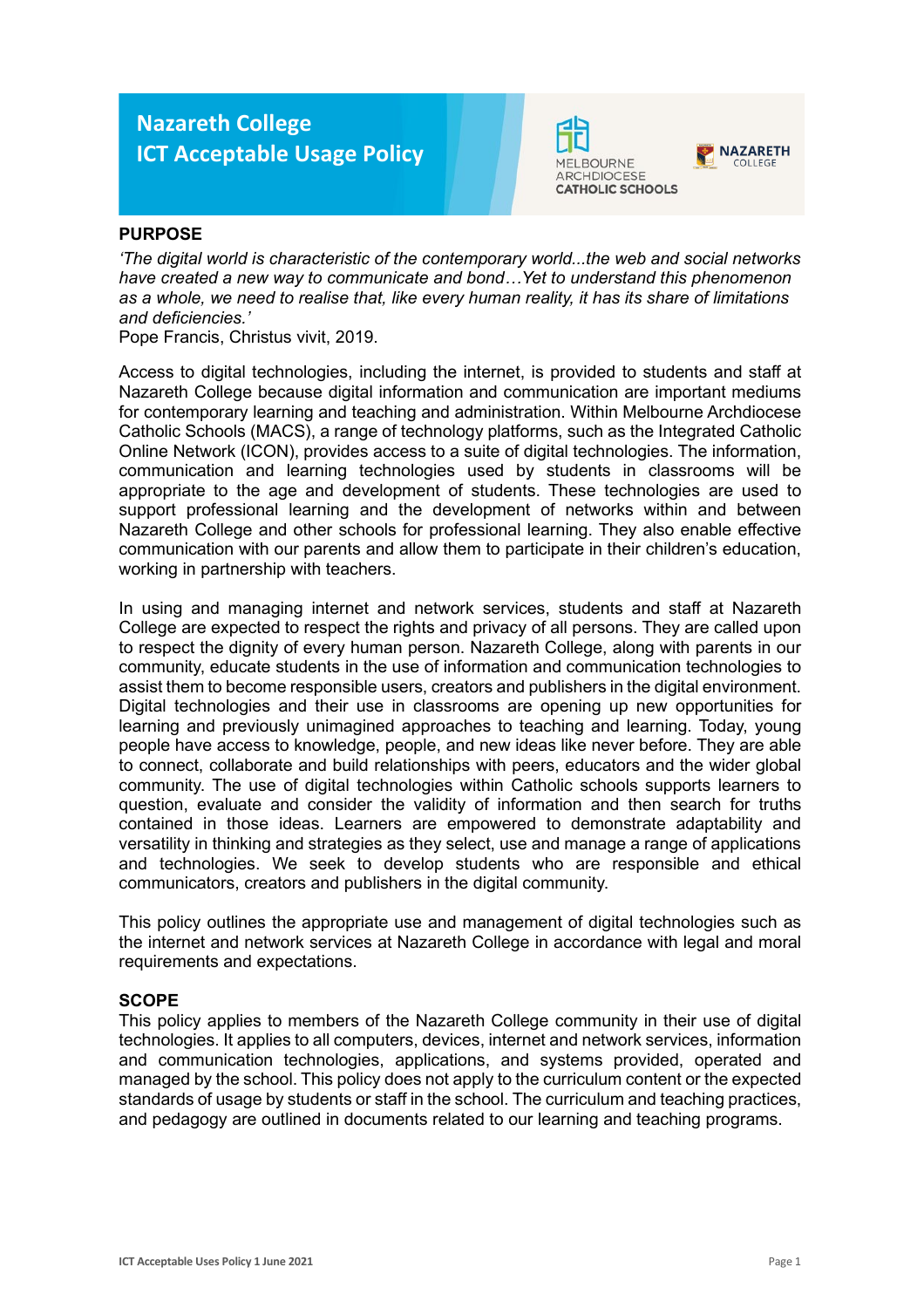# Nazareth College
# ICT Acceptable Usage Policy

MELBOURNE ARCHDIOCESE CATHOLIC SCHOOLS

NAZARETH COLLEGE

## PURPOSE

*'The digital world is characteristic of the contemporary world...the web and social networks have created a new way to communicate and bond…Yet to understand this phenomenon as a whole, we need to realise that, like every human reality, it has its share of limitations and deficiencies.'*
Pope Francis, Christus vivit, 2019.

Access to digital technologies, including the internet, is provided to students and staff at Nazareth College because digital information and communication are important mediums for contemporary learning and teaching and administration. Within Melbourne Archdiocese Catholic Schools (MACS), a range of technology platforms, such as the Integrated Catholic Online Network (ICON), provides access to a suite of digital technologies. The information, communication and learning technologies used by students in classrooms will be appropriate to the age and development of students. These technologies are used to support professional learning and the development of networks within and between Nazareth College and other schools for professional learning. They also enable effective communication with our parents and allow them to participate in their children's education, working in partnership with teachers.

In using and managing internet and network services, students and staff at Nazareth College are expected to respect the rights and privacy of all persons. They are called upon to respect the dignity of every human person. Nazareth College, along with parents in our community, educate students in the use of information and communication technologies to assist them to become responsible users, creators and publishers in the digital environment. Digital technologies and their use in classrooms are opening up new opportunities for learning and previously unimagined approaches to teaching and learning. Today, young people have access to knowledge, people, and new ideas like never before. They are able to connect, collaborate and build relationships with peers, educators and the wider global community. The use of digital technologies within Catholic schools supports learners to question, evaluate and consider the validity of information and then search for truths contained in those ideas. Learners are empowered to demonstrate adaptability and versatility in thinking and strategies as they select, use and manage a range of applications and technologies. We seek to develop students who are responsible and ethical communicators, creators and publishers in the digital community.

This policy outlines the appropriate use and management of digital technologies such as the internet and network services at Nazareth College in accordance with legal and moral requirements and expectations.

## SCOPE

This policy applies to members of the Nazareth College community in their use of digital technologies. It applies to all computers, devices, internet and network services, information and communication technologies, applications, and systems provided, operated and managed by the school. This policy does not apply to the curriculum content or the expected standards of usage by students or staff in the school. The curriculum and teaching practices, and pedagogy are outlined in documents related to our learning and teaching programs.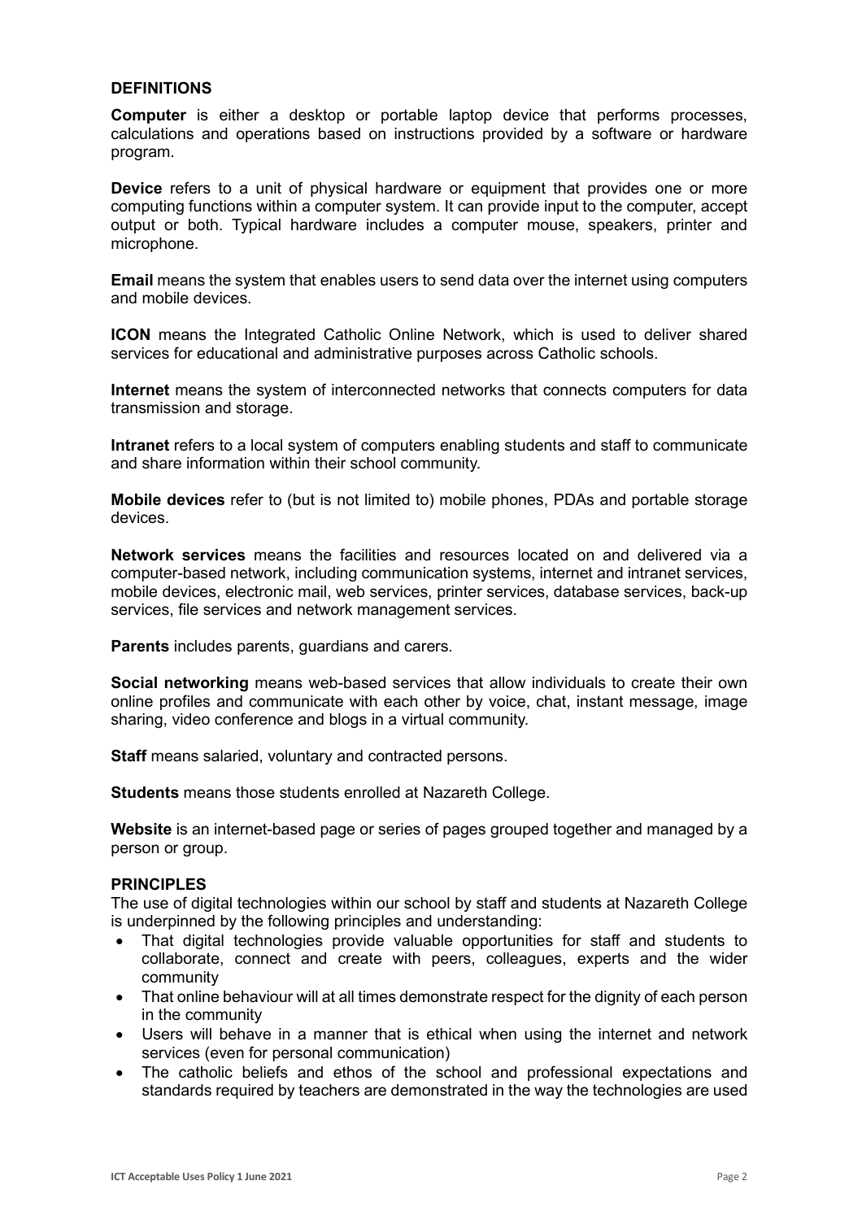## DEFINITIONS

**Computer** is either a desktop or portable laptop device that performs processes, calculations and operations based on instructions provided by a software or hardware program.

**Device** refers to a unit of physical hardware or equipment that provides one or more computing functions within a computer system. It can provide input to the computer, accept output or both. Typical hardware includes a computer mouse, speakers, printer and microphone.

**Email** means the system that enables users to send data over the internet using computers and mobile devices.

**ICON** means the Integrated Catholic Online Network, which is used to deliver shared services for educational and administrative purposes across Catholic schools.

**Internet** means the system of interconnected networks that connects computers for data transmission and storage.

**Intranet** refers to a local system of computers enabling students and staff to communicate and share information within their school community.

**Mobile devices** refer to (but is not limited to) mobile phones, PDAs and portable storage devices.

**Network services** means the facilities and resources located on and delivered via a computer-based network, including communication systems, internet and intranet services, mobile devices, electronic mail, web services, printer services, database services, back-up services, file services and network management services.

**Parents** includes parents, guardians and carers.

**Social networking** means web-based services that allow individuals to create their own online profiles and communicate with each other by voice, chat, instant message, image sharing, video conference and blogs in a virtual community.

**Staff** means salaried, voluntary and contracted persons.

**Students** means those students enrolled at Nazareth College.

**Website** is an internet-based page or series of pages grouped together and managed by a person or group.

## PRINCIPLES

The use of digital technologies within our school by staff and students at Nazareth College is underpinned by the following principles and understanding:

- That digital technologies provide valuable opportunities for staff and students to collaborate, connect and create with peers, colleagues, experts and the wider community
- That online behaviour will at all times demonstrate respect for the dignity of each person in the community
- Users will behave in a manner that is ethical when using the internet and network services (even for personal communication)
- The catholic beliefs and ethos of the school and professional expectations and standards required by teachers are demonstrated in the way the technologies are used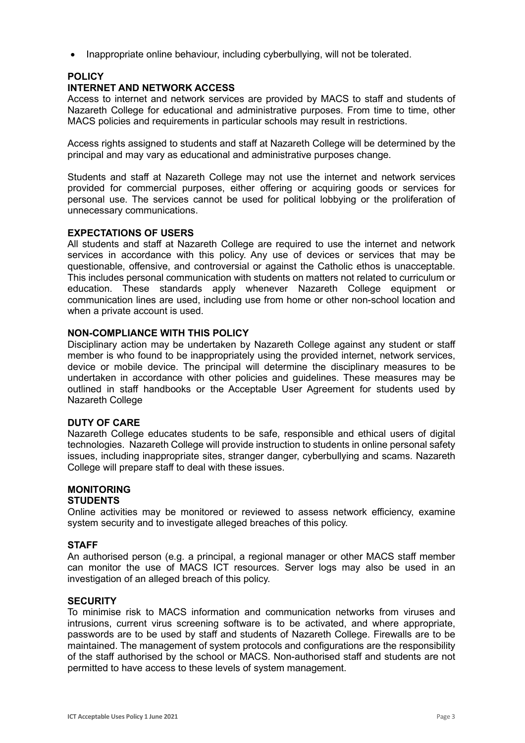- Inappropriate online behaviour, including cyberbullying, will not be tolerated.

## POLICY

### INTERNET AND NETWORK ACCESS

Access to internet and network services are provided by MACS to staff and students of Nazareth College for educational and administrative purposes. From time to time, other MACS policies and requirements in particular schools may result in restrictions.

Access rights assigned to students and staff at Nazareth College will be determined by the principal and may vary as educational and administrative purposes change.

Students and staff at Nazareth College may not use the internet and network services provided for commercial purposes, either offering or acquiring goods or services for personal use. The services cannot be used for political lobbying or the proliferation of unnecessary communications.

### EXPECTATIONS OF USERS

All students and staff at Nazareth College are required to use the internet and network services in accordance with this policy. Any use of devices or services that may be questionable, offensive, and controversial or against the Catholic ethos is unacceptable. This includes personal communication with students on matters not related to curriculum or education. These standards apply whenever Nazareth College equipment or communication lines are used, including use from home or other non-school location and when a private account is used.

### NON-COMPLIANCE WITH THIS POLICY

Disciplinary action may be undertaken by Nazareth College against any student or staff member is who found to be inappropriately using the provided internet, network services, device or mobile device. The principal will determine the disciplinary measures to be undertaken in accordance with other policies and guidelines. These measures may be outlined in staff handbooks or the Acceptable User Agreement for students used by Nazareth College

### DUTY OF CARE

Nazareth College educates students to be safe, responsible and ethical users of digital technologies. Nazareth College will provide instruction to students in online personal safety issues, including inappropriate sites, stranger danger, cyberbullying and scams. Nazareth College will prepare staff to deal with these issues.

### MONITORING

#### STUDENTS

Online activities may be monitored or reviewed to assess network efficiency, examine system security and to investigate alleged breaches of this policy.

#### STAFF

An authorised person (e.g. a principal, a regional manager or other MACS staff member can monitor the use of MACS ICT resources. Server logs may also be used in an investigation of an alleged breach of this policy.

### SECURITY

To minimise risk to MACS information and communication networks from viruses and intrusions, current virus screening software is to be activated, and where appropriate, passwords are to be used by staff and students of Nazareth College. Firewalls are to be maintained. The management of system protocols and configurations are the responsibility of the staff authorised by the school or MACS. Non-authorised staff and students are not permitted to have access to these levels of system management.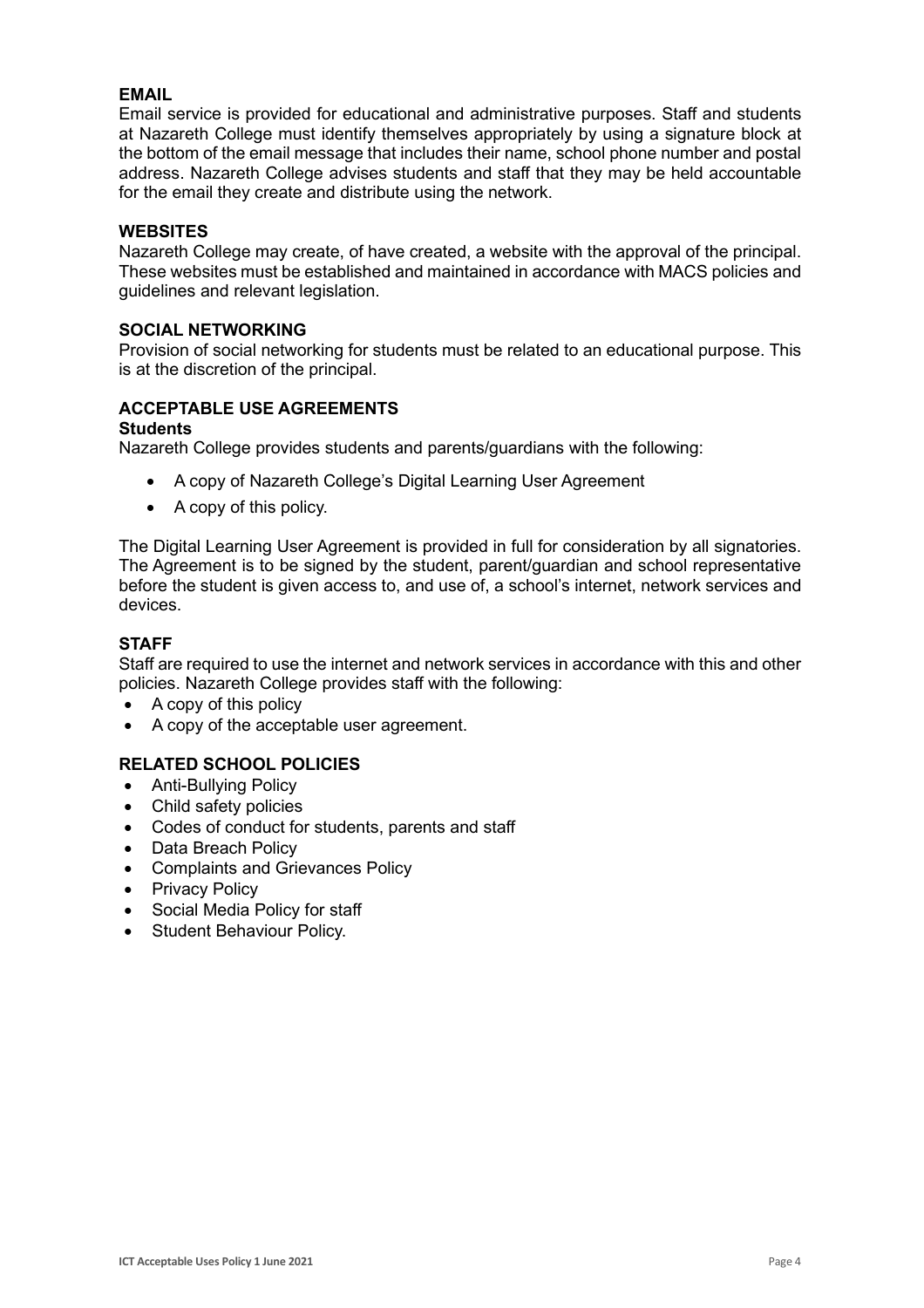## EMAIL

Email service is provided for educational and administrative purposes. Staff and students at Nazareth College must identify themselves appropriately by using a signature block at the bottom of the email message that includes their name, school phone number and postal address. Nazareth College advises students and staff that they may be held accountable for the email they create and distribute using the network.

## WEBSITES

Nazareth College may create, of have created, a website with the approval of the principal. These websites must be established and maintained in accordance with MACS policies and guidelines and relevant legislation.

## SOCIAL NETWORKING

Provision of social networking for students must be related to an educational purpose. This is at the discretion of the principal.

## ACCEPTABLE USE AGREEMENTS

### Students

Nazareth College provides students and parents/guardians with the following:

- A copy of Nazareth College's Digital Learning User Agreement
- A copy of this policy.

The Digital Learning User Agreement is provided in full for consideration by all signatories. The Agreement is to be signed by the student, parent/guardian and school representative before the student is given access to, and use of, a school's internet, network services and devices.

## STAFF

Staff are required to use the internet and network services in accordance with this and other policies. Nazareth College provides staff with the following:

- A copy of this policy
- A copy of the acceptable user agreement.

## RELATED SCHOOL POLICIES

- Anti-Bullying Policy
- Child safety policies
- Codes of conduct for students, parents and staff
- Data Breach Policy
- Complaints and Grievances Policy
- Privacy Policy
- Social Media Policy for staff
- Student Behaviour Policy.